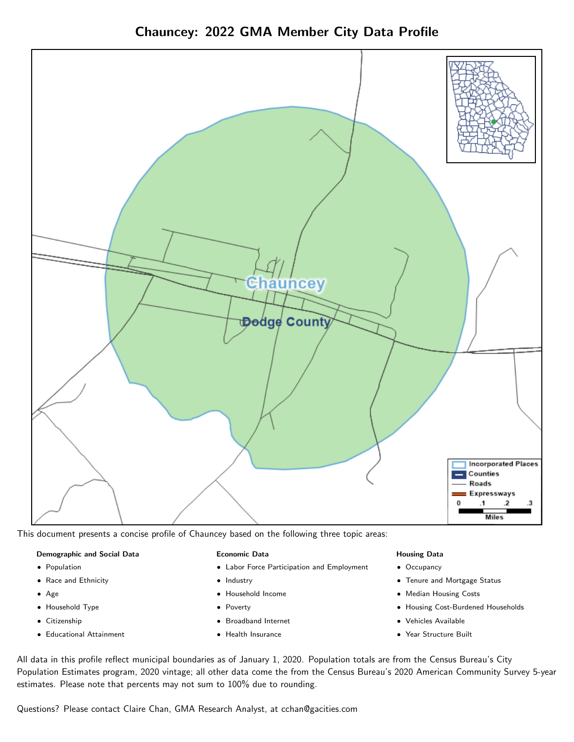# Chauncey: 2022 GMA Member City Data Profile

This document presents a concise profile of Chauncey based on the following three topic areas:

**Demographic and Social Data**

- Population
- Race and Ethnicity
- Age
- Household Type
- Citizenship
- Educational Attainment

**Economic Data**

- Labor Force Participation and Employment
- Industry
- Household Income
- Poverty
- Broadband Internet
- Health Insurance

**Housing Data**

- Occupancy
- Tenure and Mortgage Status
- Median Housing Costs
- Housing Cost-Burdened Households
- Vehicles Available
- Year Structure Built

All data in this profile reflect municipal boundaries as of January 1, 2020. Population totals are from the Census Bureau's City Population Estimates program, 2020 vintage; all other data come the from the Census Bureau's 2020 American Community Survey 5-year estimates. Please note that percents may not sum to 100% due to rounding.

Questions? Please contact Claire Chan, GMA Research Analyst, at cchan@gacities.com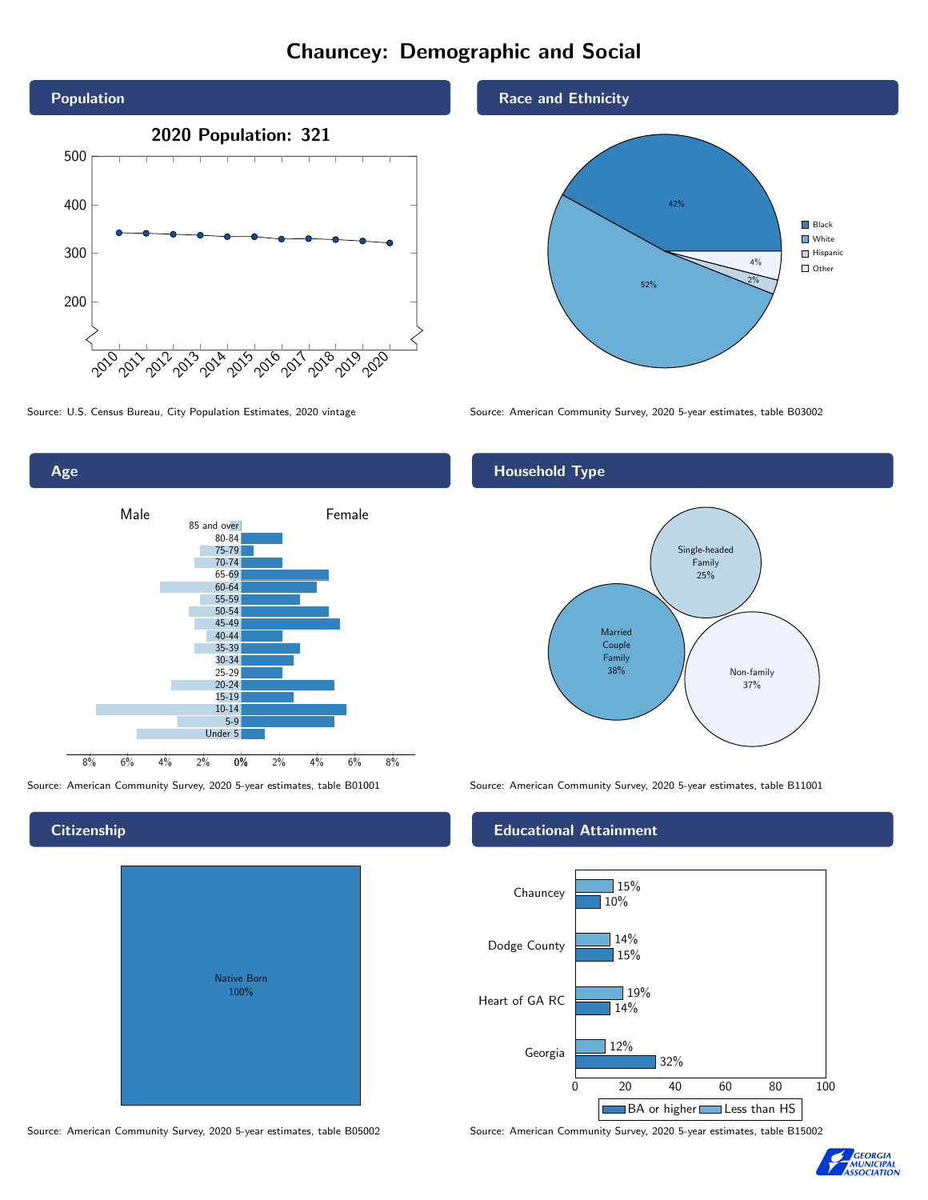# Chauncey: Demographic and Social

## Population

2020 Population: 321

Source: U.S. Census Bureau, City Population Estimates, 2020 vintage

## Race and Ethnicity

| Group | Percent |
|---|---|
| Black | 42% |
| White | 52% |
| Hispanic | 2% |
| Other | 4% |

Source: American Community Survey, 2020 5-year estimates, table B03002

## Age

Male | Female

Source: American Community Survey, 2020 5-year estimates, table B01001

## Household Type

| Type | Percent |
|---|---|
| Married Couple Family | 38% |
| Single-headed Family | 25% |
| Non-family | 37% |

Source: American Community Survey, 2020 5-year estimates, table B11001

## Citizenship

Native Born 100%

Source: American Community Survey, 2020 5-year estimates, table B05002

## Educational Attainment

| Area | Less than HS | BA or higher |
|---|---|---|
| Chauncey | 15% | 10% |
| Dodge County | 14% | 15% |
| Heart of GA RC | 19% | 14% |
| Georgia | 12% | 32% |

Source: American Community Survey, 2020 5-year estimates, table B15002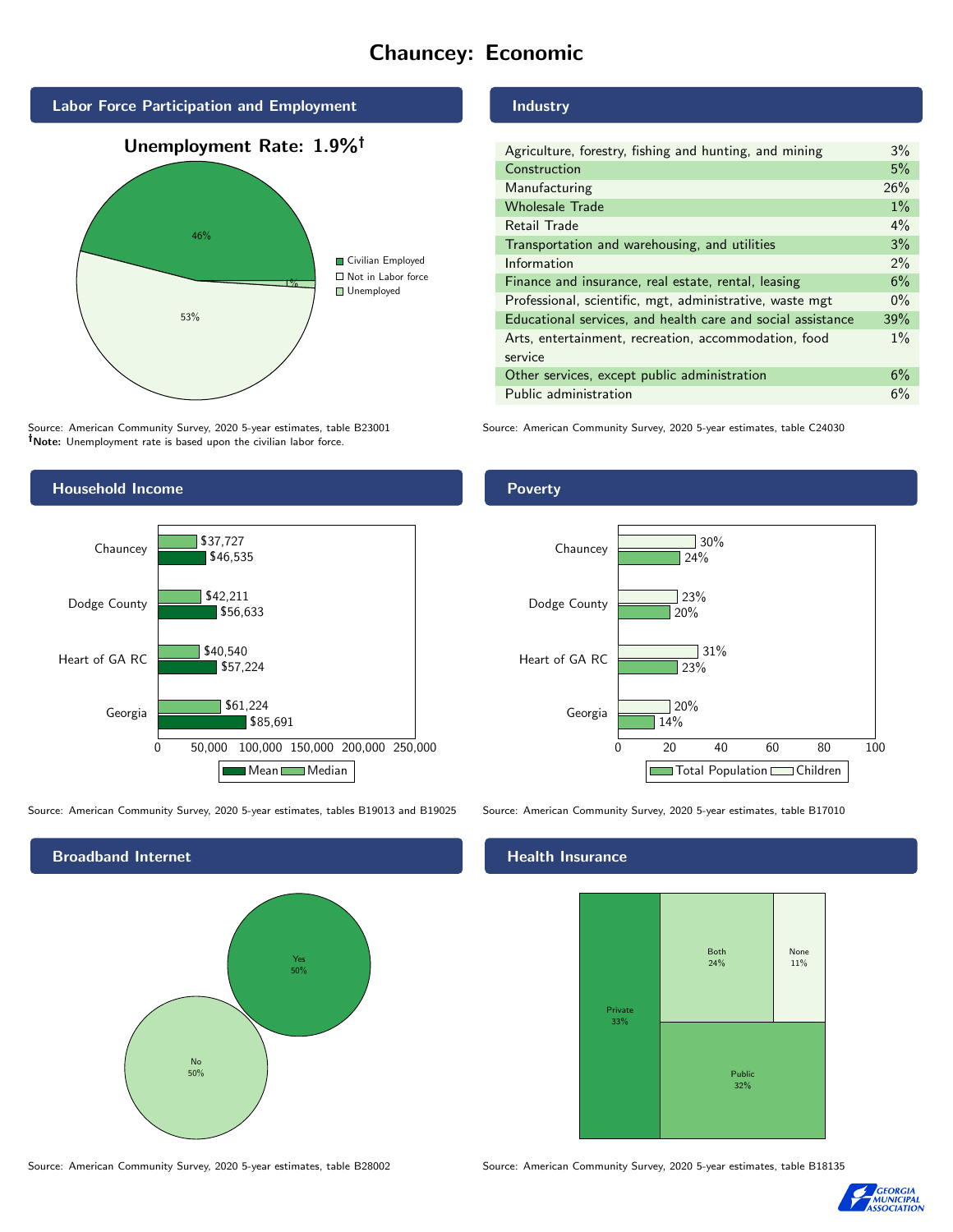# Chauncey: Economic

## Labor Force Participation and Employment

**Unemployment Rate: 1.9%†**

| Category | Percent |
| --- | --- |
| Civilian Employed | 46% |
| Not in Labor force | 53% |
| Unemployed | 1% |

Source: American Community Survey, 2020 5-year estimates, table B23001
**†Note:** Unemployment rate is based upon the civilian labor force.

## Industry

| Industry | Percent |
| --- | --- |
| Agriculture, forestry, fishing and hunting, and mining | 3% |
| Construction | 5% |
| Manufacturing | 26% |
| Wholesale Trade | 1% |
| Retail Trade | 4% |
| Transportation and warehousing, and utilities | 3% |
| Information | 2% |
| Finance and insurance, real estate, rental, leasing | 6% |
| Professional, scientific, mgt, administrative, waste mgt | 0% |
| Educational services, and health care and social assistance | 39% |
| Arts, entertainment, recreation, accommodation, food service | 1% |
| Other services, except public administration | 6% |
| Public administration | 6% |

Source: American Community Survey, 2020 5-year estimates, table C24030

## Household Income

| | Median | Mean |
| --- | --- | --- |
| Chauncey | $37,727 | $46,535 |
| Dodge County | $42,211 | $56,633 |
| Heart of GA RC | $40,540 | $57,224 |
| Georgia | $61,224 | $85,691 |

Source: American Community Survey, 2020 5-year estimates, tables B19013 and B19025

## Poverty

| | Children | Total Population |
| --- | --- | --- |
| Chauncey | 30% | 24% |
| Dodge County | 23% | 20% |
| Heart of GA RC | 31% | 23% |
| Georgia | 20% | 14% |

Source: American Community Survey, 2020 5-year estimates, table B17010

## Broadband Internet

| | Percent |
| --- | --- |
| Yes | 50% |
| No | 50% |

Source: American Community Survey, 2020 5-year estimates, table B28002

## Health Insurance

| | Percent |
| --- | --- |
| Private | 33% |
| Both | 24% |
| None | 11% |
| Public | 32% |

Source: American Community Survey, 2020 5-year estimates, table B18135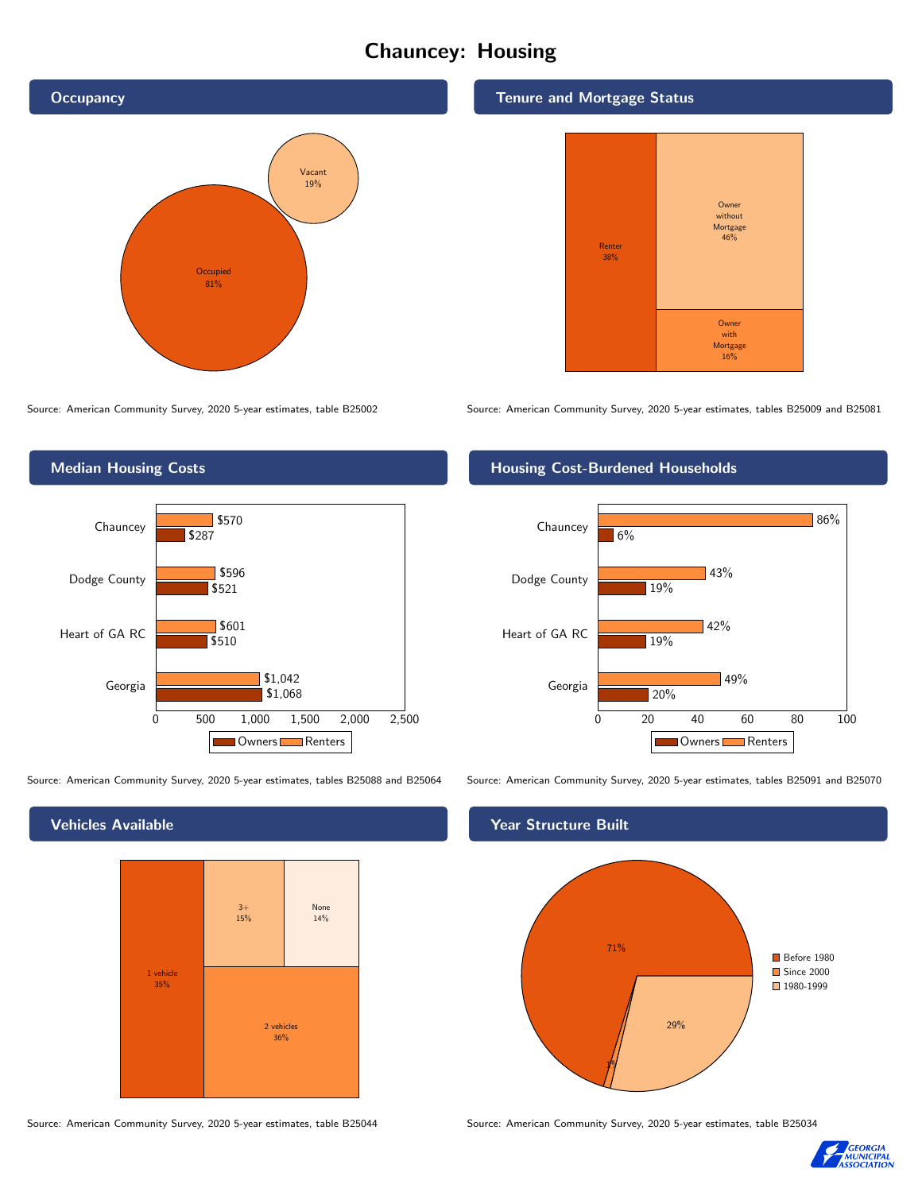# Chauncey: Housing

## Occupancy

Vacant
19%

Occupied
81%

Source: American Community Survey, 2020 5-year estimates, table B25002

## Tenure and Mortgage Status

Renter
38%

Owner without Mortgage
46%

Owner with Mortgage
16%

Source: American Community Survey, 2020 5-year estimates, tables B25009 and B25081

## Median Housing Costs

Chauncey
$570
$287

Dodge County
$596
$521

Heart of GA RC
$601
$510

Georgia
$1,042
$1,068

0 500 1,000 1,500 2,000 2,500

Owners Renters

Source: American Community Survey, 2020 5-year estimates, tables B25088 and B25064

## Housing Cost-Burdened Households

Chauncey
86%
6%

Dodge County
43%
19%

Heart of GA RC
42%
19%

Georgia
49%
20%

0 20 40 60 80 100

Owners Renters

Source: American Community Survey, 2020 5-year estimates, tables B25091 and B25070

## Vehicles Available

1 vehicle
35%

3+
15%

None
14%

2 vehicles
36%

Source: American Community Survey, 2020 5-year estimates, table B25044

## Year Structure Built

71%

29%

1%

Before 1980
Since 2000
1980-1999

Source: American Community Survey, 2020 5-year estimates, table B25034

GEORGIA MUNICIPAL ASSOCIATION